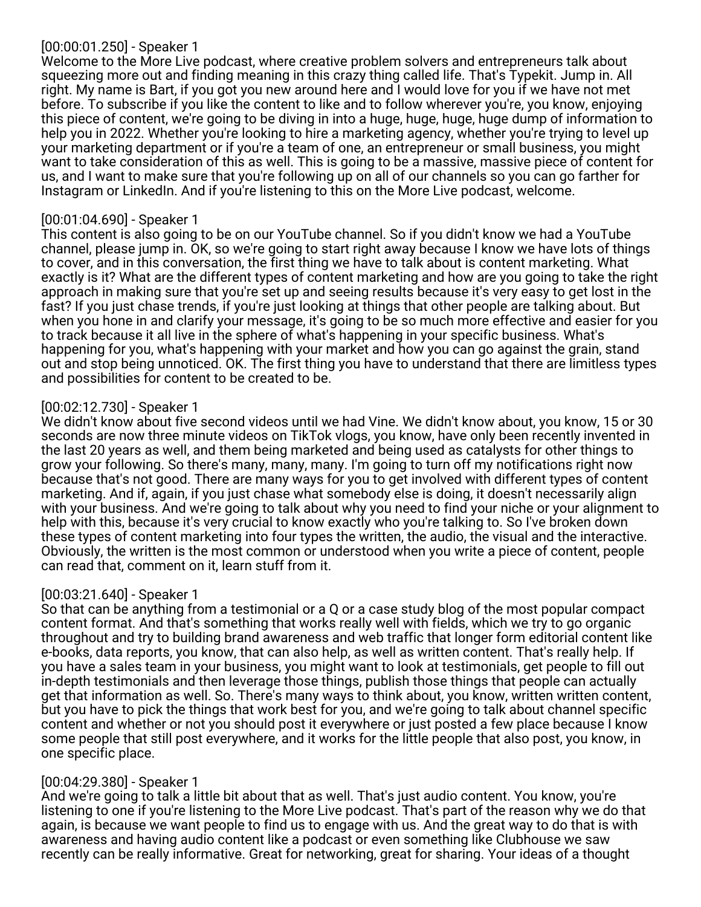[00:00:01.250] - Speaker 1
Welcome to the More Live podcast, where creative problem solvers and entrepreneurs talk about squeezing more out and finding meaning in this crazy thing called life. That's Typekit. Jump in. All right. My name is Bart, if you got you new around here and I would love for you if we have not met before. To subscribe if you like the content to like and to follow wherever you're, you know, enjoying this piece of content, we're going to be diving in into a huge, huge, huge, huge dump of information to help you in 2022. Whether you're looking to hire a marketing agency, whether you're trying to level up your marketing department or if you're a team of one, an entrepreneur or small business, you might want to take consideration of this as well. This is going to be a massive, massive piece of content for us, and I want to make sure that you're following up on all of our channels so you can go farther for Instagram or LinkedIn. And if you're listening to this on the More Live podcast, welcome.

[00:01:04.690] - Speaker 1
This content is also going to be on our YouTube channel. So if you didn't know we had a YouTube channel, please jump in. OK, so we're going to start right away because I know we have lots of things to cover, and in this conversation, the first thing we have to talk about is content marketing. What exactly is it? What are the different types of content marketing and how are you going to take the right approach in making sure that you're set up and seeing results because it's very easy to get lost in the fast? If you just chase trends, if you're just looking at things that other people are talking about. But when you hone in and clarify your message, it's going to be so much more effective and easier for you to track because it all live in the sphere of what's happening in your specific business. What's happening for you, what's happening with your market and how you can go against the grain, stand out and stop being unnoticed. OK. The first thing you have to understand that there are limitless types and possibilities for content to be created to be.

[00:02:12.730] - Speaker 1
We didn't know about five second videos until we had Vine. We didn't know about, you know, 15 or 30 seconds are now three minute videos on TikTok vlogs, you know, have only been recently invented in the last 20 years as well, and them being marketed and being used as catalysts for other things to grow your following. So there's many, many, many. I'm going to turn off my notifications right now because that's not good. There are many ways for you to get involved with different types of content marketing. And if, again, if you just chase what somebody else is doing, it doesn't necessarily align with your business. And we're going to talk about why you need to find your niche or your alignment to help with this, because it's very crucial to know exactly who you're talking to. So I've broken down these types of content marketing into four types the written, the audio, the visual and the interactive. Obviously, the written is the most common or understood when you write a piece of content, people can read that, comment on it, learn stuff from it.

[00:03:21.640] - Speaker 1
So that can be anything from a testimonial or a Q or a case study blog of the most popular compact content format. And that's something that works really well with fields, which we try to go organic throughout and try to building brand awareness and web traffic that longer form editorial content like e-books, data reports, you know, that can also help, as well as written content. That's really help. If you have a sales team in your business, you might want to look at testimonials, get people to fill out in-depth testimonials and then leverage those things, publish those things that people can actually get that information as well. So. There's many ways to think about, you know, written written content, but you have to pick the things that work best for you, and we're going to talk about channel specific content and whether or not you should post it everywhere or just posted a few place because I know some people that still post everywhere, and it works for the little people that also post, you know, in one specific place.

[00:04:29.380] - Speaker 1
And we're going to talk a little bit about that as well. That's just audio content. You know, you're listening to one if you're listening to the More Live podcast. That's part of the reason why we do that again, is because we want people to find us to engage with us. And the great way to do that is with awareness and having audio content like a podcast or even something like Clubhouse we saw recently can be really informative. Great for networking, great for sharing. Your ideas of a thought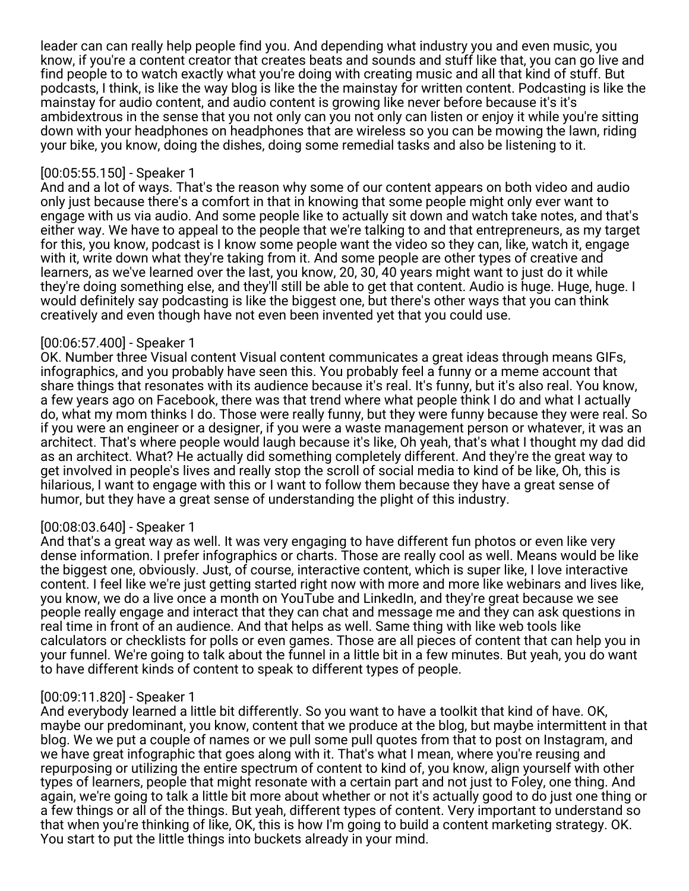leader can can really help people find you. And depending what industry you and even music, you know, if you're a content creator that creates beats and sounds and stuff like that, you can go live and find people to to watch exactly what you're doing with creating music and all that kind of stuff. But podcasts, I think, is like the way blog is like the the mainstay for written content. Podcasting is like the mainstay for audio content, and audio content is growing like never before because it's it's ambidextrous in the sense that you not only can you not only can listen or enjoy it while you're sitting down with your headphones on headphones that are wireless so you can be mowing the lawn, riding your bike, you know, doing the dishes, doing some remedial tasks and also be listening to it.

[00:05:55.150] - Speaker 1
And and a lot of ways. That's the reason why some of our content appears on both video and audio only just because there's a comfort in that in knowing that some people might only ever want to engage with us via audio. And some people like to actually sit down and watch take notes, and that's either way. We have to appeal to the people that we're talking to and that entrepreneurs, as my target for this, you know, podcast is I know some people want the video so they can, like, watch it, engage with it, write down what they're taking from it. And some people are other types of creative and learners, as we've learned over the last, you know, 20, 30, 40 years might want to just do it while they're doing something else, and they'll still be able to get that content. Audio is huge. Huge, huge. I would definitely say podcasting is like the biggest one, but there's other ways that you can think creatively and even though have not even been invented yet that you could use.

[00:06:57.400] - Speaker 1
OK. Number three Visual content Visual content communicates a great ideas through means GIFs, infographics, and you probably have seen this. You probably feel a funny or a meme account that share things that resonates with its audience because it's real. It's funny, but it's also real. You know, a few years ago on Facebook, there was that trend where what people think I do and what I actually do, what my mom thinks I do. Those were really funny, but they were funny because they were real. So if you were an engineer or a designer, if you were a waste management person or whatever, it was an architect. That's where people would laugh because it's like, Oh yeah, that's what I thought my dad did as an architect. What? He actually did something completely different. And they're the great way to get involved in people's lives and really stop the scroll of social media to kind of be like, Oh, this is hilarious, I want to engage with this or I want to follow them because they have a great sense of humor, but they have a great sense of understanding the plight of this industry.

[00:08:03.640] - Speaker 1
And that's a great way as well. It was very engaging to have different fun photos or even like very dense information. I prefer infographics or charts. Those are really cool as well. Means would be like the biggest one, obviously. Just, of course, interactive content, which is super like, I love interactive content. I feel like we're just getting started right now with more and more like webinars and lives like, you know, we do a live once a month on YouTube and LinkedIn, and they're great because we see people really engage and interact that they can chat and message me and they can ask questions in real time in front of an audience. And that helps as well. Same thing with like web tools like calculators or checklists for polls or even games. Those are all pieces of content that can help you in your funnel. We're going to talk about the funnel in a little bit in a few minutes. But yeah, you do want to have different kinds of content to speak to different types of people.

[00:09:11.820] - Speaker 1
And everybody learned a little bit differently. So you want to have a toolkit that kind of have. OK, maybe our predominant, you know, content that we produce at the blog, but maybe intermittent in that blog. We we put a couple of names or we pull some pull quotes from that to post on Instagram, and we have great infographic that goes along with it. That's what I mean, where you're reusing and repurposing or utilizing the entire spectrum of content to kind of, you know, align yourself with other types of learners, people that might resonate with a certain part and not just to Foley, one thing. And again, we're going to talk a little bit more about whether or not it's actually good to do just one thing or a few things or all of the things. But yeah, different types of content. Very important to understand so that when you're thinking of like, OK, this is how I'm going to build a content marketing strategy. OK. You start to put the little things into buckets already in your mind.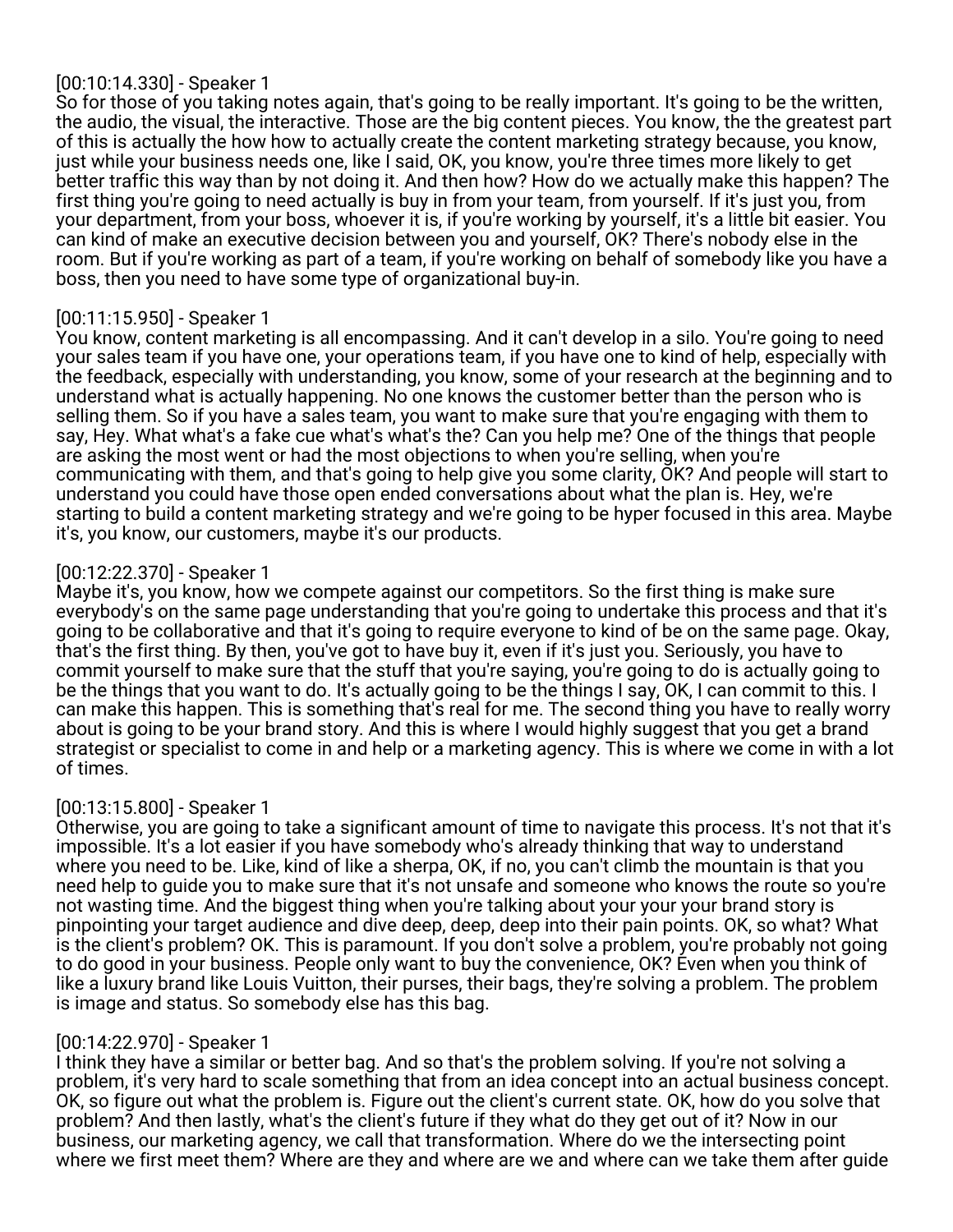[00:10:14.330] - Speaker 1
So for those of you taking notes again, that's going to be really important. It's going to be the written, the audio, the visual, the interactive. Those are the big content pieces. You know, the the greatest part of this is actually the how how to actually create the content marketing strategy because, you know, just while your business needs one, like I said, OK, you know, you're three times more likely to get better traffic this way than by not doing it. And then how? How do we actually make this happen? The first thing you're going to need actually is buy in from your team, from yourself. If it's just you, from your department, from your boss, whoever it is, if you're working by yourself, it's a little bit easier. You can kind of make an executive decision between you and yourself, OK? There's nobody else in the room. But if you're working as part of a team, if you're working on behalf of somebody like you have a boss, then you need to have some type of organizational buy-in.

[00:11:15.950] - Speaker 1
You know, content marketing is all encompassing. And it can't develop in a silo. You're going to need your sales team if you have one, your operations team, if you have one to kind of help, especially with the feedback, especially with understanding, you know, some of your research at the beginning and to understand what is actually happening. No one knows the customer better than the person who is selling them. So if you have a sales team, you want to make sure that you're engaging with them to say, Hey. What what's a fake cue what's what's the? Can you help me? One of the things that people are asking the most went or had the most objections to when you're selling, when you're communicating with them, and that's going to help give you some clarity, OK? And people will start to understand you could have those open ended conversations about what the plan is. Hey, we're starting to build a content marketing strategy and we're going to be hyper focused in this area. Maybe it's, you know, our customers, maybe it's our products.

[00:12:22.370] - Speaker 1
Maybe it's, you know, how we compete against our competitors. So the first thing is make sure everybody's on the same page understanding that you're going to undertake this process and that it's going to be collaborative and that it's going to require everyone to kind of be on the same page. Okay, that's the first thing. By then, you've got to have buy it, even if it's just you. Seriously, you have to commit yourself to make sure that the stuff that you're saying, you're going to do is actually going to be the things that you want to do. It's actually going to be the things I say, OK, I can commit to this. I can make this happen. This is something that's real for me. The second thing you have to really worry about is going to be your brand story. And this is where I would highly suggest that you get a brand strategist or specialist to come in and help or a marketing agency. This is where we come in with a lot of times.

[00:13:15.800] - Speaker 1
Otherwise, you are going to take a significant amount of time to navigate this process. It's not that it's impossible. It's a lot easier if you have somebody who's already thinking that way to understand where you need to be. Like, kind of like a sherpa, OK, if no, you can't climb the mountain is that you need help to guide you to make sure that it's not unsafe and someone who knows the route so you're not wasting time. And the biggest thing when you're talking about your your your brand story is pinpointing your target audience and dive deep, deep, deep into their pain points. OK, so what? What is the client's problem? OK. This is paramount. If you don't solve a problem, you're probably not going to do good in your business. People only want to buy the convenience, OK? Even when you think of like a luxury brand like Louis Vuitton, their purses, their bags, they're solving a problem. The problem is image and status. So somebody else has this bag.

[00:14:22.970] - Speaker 1
I think they have a similar or better bag. And so that's the problem solving. If you're not solving a problem, it's very hard to scale something that from an idea concept into an actual business concept. OK, so figure out what the problem is. Figure out the client's current state. OK, how do you solve that problem? And then lastly, what's the client's future if they what do they get out of it? Now in our business, our marketing agency, we call that transformation. Where do we the intersecting point where we first meet them? Where are they and where are we and where can we take them after guide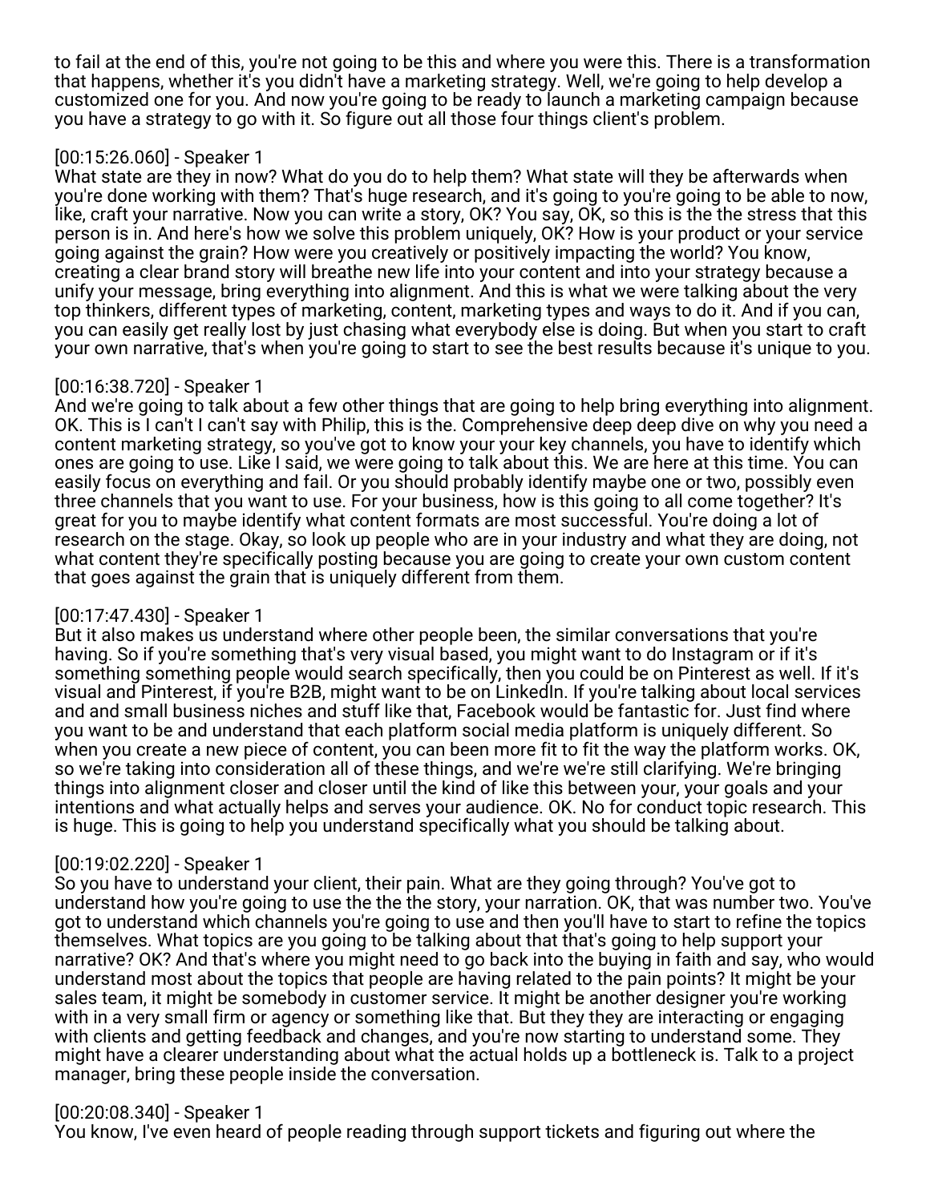to fail at the end of this, you're not going to be this and where you were this. There is a transformation that happens, whether it's you didn't have a marketing strategy. Well, we're going to help develop a customized one for you. And now you're going to be ready to launch a marketing campaign because you have a strategy to go with it. So figure out all those four things client's problem.

[00:15:26.060] - Speaker 1
What state are they in now? What do you do to help them? What state will they be afterwards when you're done working with them? That's huge research, and it's going to you're going to be able to now, like, craft your narrative. Now you can write a story, OK? You say, OK, so this is the the stress that this person is in. And here's how we solve this problem uniquely, OK? How is your product or your service going against the grain? How were you creatively or positively impacting the world? You know, creating a clear brand story will breathe new life into your content and into your strategy because a unify your message, bring everything into alignment. And this is what we were talking about the very top thinkers, different types of marketing, content, marketing types and ways to do it. And if you can, you can easily get really lost by just chasing what everybody else is doing. But when you start to craft your own narrative, that's when you're going to start to see the best results because it's unique to you.

[00:16:38.720] - Speaker 1
And we're going to talk about a few other things that are going to help bring everything into alignment. OK. This is I can't I can't say with Philip, this is the. Comprehensive deep deep dive on why you need a content marketing strategy, so you've got to know your your key channels, you have to identify which ones are going to use. Like I said, we were going to talk about this. We are here at this time. You can easily focus on everything and fail. Or you should probably identify maybe one or two, possibly even three channels that you want to use. For your business, how is this going to all come together? It's great for you to maybe identify what content formats are most successful. You're doing a lot of research on the stage. Okay, so look up people who are in your industry and what they are doing, not what content they're specifically posting because you are going to create your own custom content that goes against the grain that is uniquely different from them.

[00:17:47.430] - Speaker 1
But it also makes us understand where other people been, the similar conversations that you're having. So if you're something that's very visual based, you might want to do Instagram or if it's something something people would search specifically, then you could be on Pinterest as well. If it's visual and Pinterest, if you're B2B, might want to be on LinkedIn. If you're talking about local services and and small business niches and stuff like that, Facebook would be fantastic for. Just find where you want to be and understand that each platform social media platform is uniquely different. So when you create a new piece of content, you can been more fit to fit the way the platform works. OK, so we're taking into consideration all of these things, and we're we're still clarifying. We're bringing things into alignment closer and closer until the kind of like this between your, your goals and your intentions and what actually helps and serves your audience. OK. No for conduct topic research. This is huge. This is going to help you understand specifically what you should be talking about.

[00:19:02.220] - Speaker 1
So you have to understand your client, their pain. What are they going through? You've got to understand how you're going to use the the the story, your narration. OK, that was number two. You've got to understand which channels you're going to use and then you'll have to start to refine the topics themselves. What topics are you going to be talking about that that's going to help support your narrative? OK? And that's where you might need to go back into the buying in faith and say, who would understand most about the topics that people are having related to the pain points? It might be your sales team, it might be somebody in customer service. It might be another designer you're working with in a very small firm or agency or something like that. But they they are interacting or engaging with clients and getting feedback and changes, and you're now starting to understand some. They might have a clearer understanding about what the actual holds up a bottleneck is. Talk to a project manager, bring these people inside the conversation.

[00:20:08.340] - Speaker 1
You know, I've even heard of people reading through support tickets and figuring out where the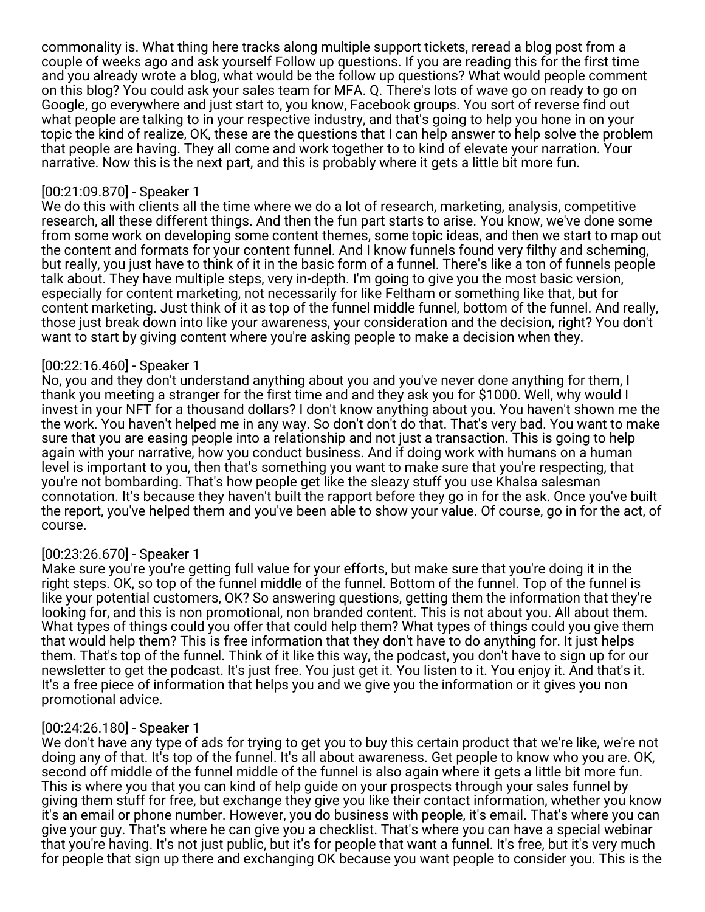commonality is. What thing here tracks along multiple support tickets, reread a blog post from a couple of weeks ago and ask yourself Follow up questions. If you are reading this for the first time and you already wrote a blog, what would be the follow up questions? What would people comment on this blog? You could ask your sales team for MFA. Q. There's lots of wave go on ready to go on Google, go everywhere and just start to, you know, Facebook groups. You sort of reverse find out what people are talking to in your respective industry, and that's going to help you hone in on your topic the kind of realize, OK, these are the questions that I can help answer to help solve the problem that people are having. They all come and work together to to kind of elevate your narration. Your narrative. Now this is the next part, and this is probably where it gets a little bit more fun.

[00:21:09.870] - Speaker 1
We do this with clients all the time where we do a lot of research, marketing, analysis, competitive research, all these different things. And then the fun part starts to arise. You know, we've done some from some work on developing some content themes, some topic ideas, and then we start to map out the content and formats for your content funnel. And I know funnels found very filthy and scheming, but really, you just have to think of it in the basic form of a funnel. There's like a ton of funnels people talk about. They have multiple steps, very in-depth. I'm going to give you the most basic version, especially for content marketing, not necessarily for like Feltham or something like that, but for content marketing. Just think of it as top of the funnel middle funnel, bottom of the funnel. And really, those just break down into like your awareness, your consideration and the decision, right? You don't want to start by giving content where you're asking people to make a decision when they.

[00:22:16.460] - Speaker 1
No, you and they don't understand anything about you and you've never done anything for them, I thank you meeting a stranger for the first time and and they ask you for $1000. Well, why would I invest in your NFT for a thousand dollars? I don't know anything about you. You haven't shown me the the work. You haven't helped me in any way. So don't don't do that. That's very bad. You want to make sure that you are easing people into a relationship and not just a transaction. This is going to help again with your narrative, how you conduct business. And if doing work with humans on a human level is important to you, then that's something you want to make sure that you're respecting, that you're not bombarding. That's how people get like the sleazy stuff you use Khalsa salesman connotation. It's because they haven't built the rapport before they go in for the ask. Once you've built the report, you've helped them and you've been able to show your value. Of course, go in for the act, of course.

[00:23:26.670] - Speaker 1
Make sure you're you're getting full value for your efforts, but make sure that you're doing it in the right steps. OK, so top of the funnel middle of the funnel. Bottom of the funnel. Top of the funnel is like your potential customers, OK? So answering questions, getting them the information that they're looking for, and this is non promotional, non branded content. This is not about you. All about them. What types of things could you offer that could help them? What types of things could you give them that would help them? This is free information that they don't have to do anything for. It just helps them. That's top of the funnel. Think of it like this way, the podcast, you don't have to sign up for our newsletter to get the podcast. It's just free. You just get it. You listen to it. You enjoy it. And that's it. It's a free piece of information that helps you and we give you the information or it gives you non promotional advice.

[00:24:26.180] - Speaker 1
We don't have any type of ads for trying to get you to buy this certain product that we're like, we're not doing any of that. It's top of the funnel. It's all about awareness. Get people to know who you are. OK, second off middle of the funnel middle of the funnel is also again where it gets a little bit more fun. This is where you that you can kind of help guide on your prospects through your sales funnel by giving them stuff for free, but exchange they give you like their contact information, whether you know it's an email or phone number. However, you do business with people, it's email. That's where you can give your guy. That's where he can give you a checklist. That's where you can have a special webinar that you're having. It's not just public, but it's for people that want a funnel. It's free, but it's very much for people that sign up there and exchanging OK because you want people to consider you. This is the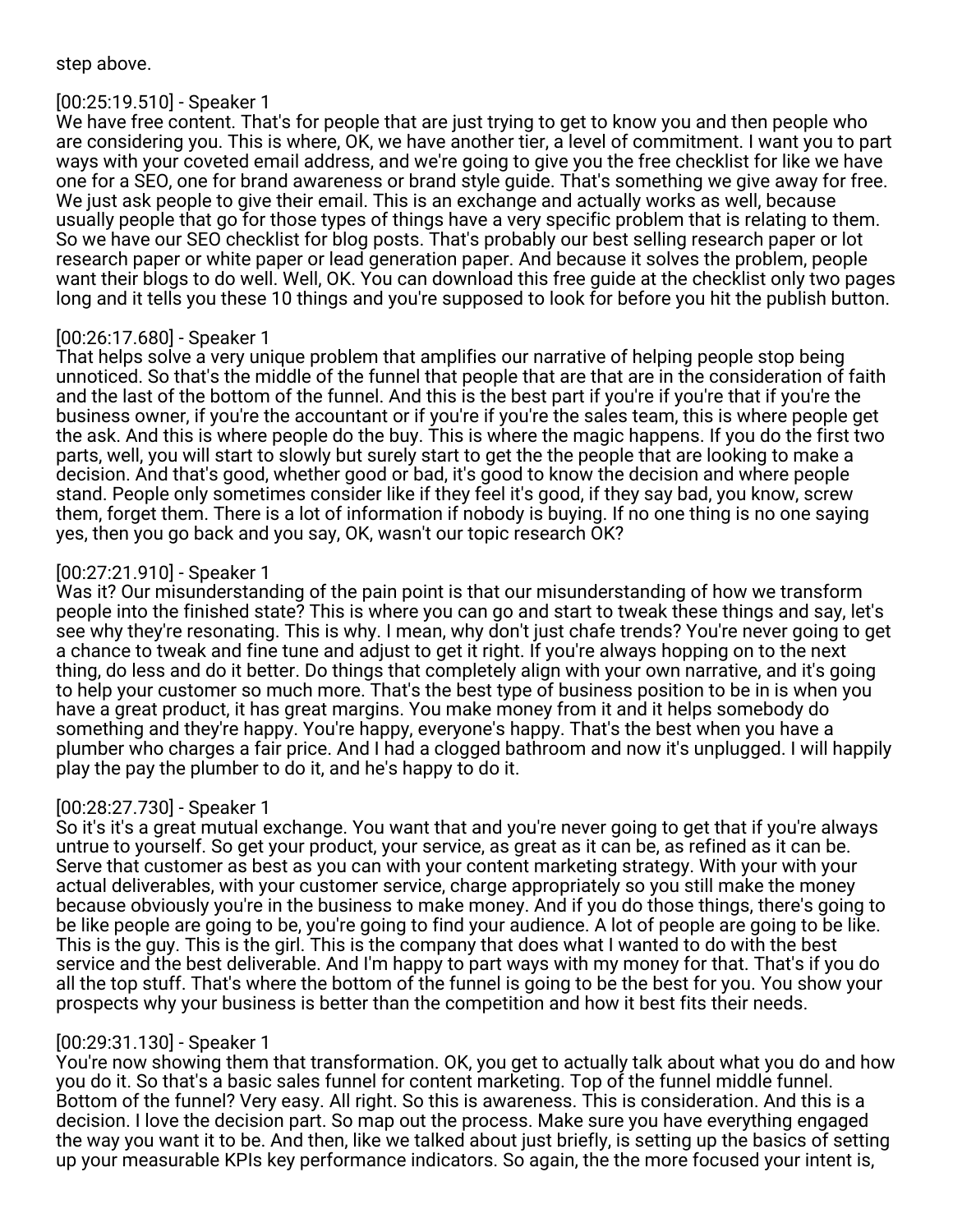step above.

[00:25:19.510] - Speaker 1
We have free content. That's for people that are just trying to get to know you and then people who are considering you. This is where, OK, we have another tier, a level of commitment. I want you to part ways with your coveted email address, and we're going to give you the free checklist for like we have one for a SEO, one for brand awareness or brand style guide. That's something we give away for free. We just ask people to give their email. This is an exchange and actually works as well, because usually people that go for those types of things have a very specific problem that is relating to them. So we have our SEO checklist for blog posts. That's probably our best selling research paper or lot research paper or white paper or lead generation paper. And because it solves the problem, people want their blogs to do well. Well, OK. You can download this free guide at the checklist only two pages long and it tells you these 10 things and you're supposed to look for before you hit the publish button.

[00:26:17.680] - Speaker 1
That helps solve a very unique problem that amplifies our narrative of helping people stop being unnoticed. So that's the middle of the funnel that people that are that are in the consideration of faith and the last of the bottom of the funnel. And this is the best part if you're if you're that if you're the business owner, if you're the accountant or if you're if you're the sales team, this is where people get the ask. And this is where people do the buy. This is where the magic happens. If you do the first two parts, well, you will start to slowly but surely start to get the the people that are looking to make a decision. And that's good, whether good or bad, it's good to know the decision and where people stand. People only sometimes consider like if they feel it's good, if they say bad, you know, screw them, forget them. There is a lot of information if nobody is buying. If no one thing is no one saying yes, then you go back and you say, OK, wasn't our topic research OK?

[00:27:21.910] - Speaker 1
Was it? Our misunderstanding of the pain point is that our misunderstanding of how we transform people into the finished state? This is where you can go and start to tweak these things and say, let's see why they're resonating. This is why. I mean, why don't just chafe trends? You're never going to get a chance to tweak and fine tune and adjust to get it right. If you're always hopping on to the next thing, do less and do it better. Do things that completely align with your own narrative, and it's going to help your customer so much more. That's the best type of business position to be in is when you have a great product, it has great margins. You make money from it and it helps somebody do something and they're happy. You're happy, everyone's happy. That's the best when you have a plumber who charges a fair price. And I had a clogged bathroom and now it's unplugged. I will happily play the pay the plumber to do it, and he's happy to do it.

[00:28:27.730] - Speaker 1
So it's it's a great mutual exchange. You want that and you're never going to get that if you're always untrue to yourself. So get your product, your service, as great as it can be, as refined as it can be. Serve that customer as best as you can with your content marketing strategy. With your with your actual deliverables, with your customer service, charge appropriately so you still make the money because obviously you're in the business to make money. And if you do those things, there's going to be like people are going to be, you're going to find your audience. A lot of people are going to be like. This is the guy. This is the girl. This is the company that does what I wanted to do with the best service and the best deliverable. And I'm happy to part ways with my money for that. That's if you do all the top stuff. That's where the bottom of the funnel is going to be the best for you. You show your prospects why your business is better than the competition and how it best fits their needs.

[00:29:31.130] - Speaker 1
You're now showing them that transformation. OK, you get to actually talk about what you do and how you do it. So that's a basic sales funnel for content marketing. Top of the funnel middle funnel. Bottom of the funnel? Very easy. All right. So this is awareness. This is consideration. And this is a decision. I love the decision part. So map out the process. Make sure you have everything engaged the way you want it to be. And then, like we talked about just briefly, is setting up the basics of setting up your measurable KPIs key performance indicators. So again, the the more focused your intent is,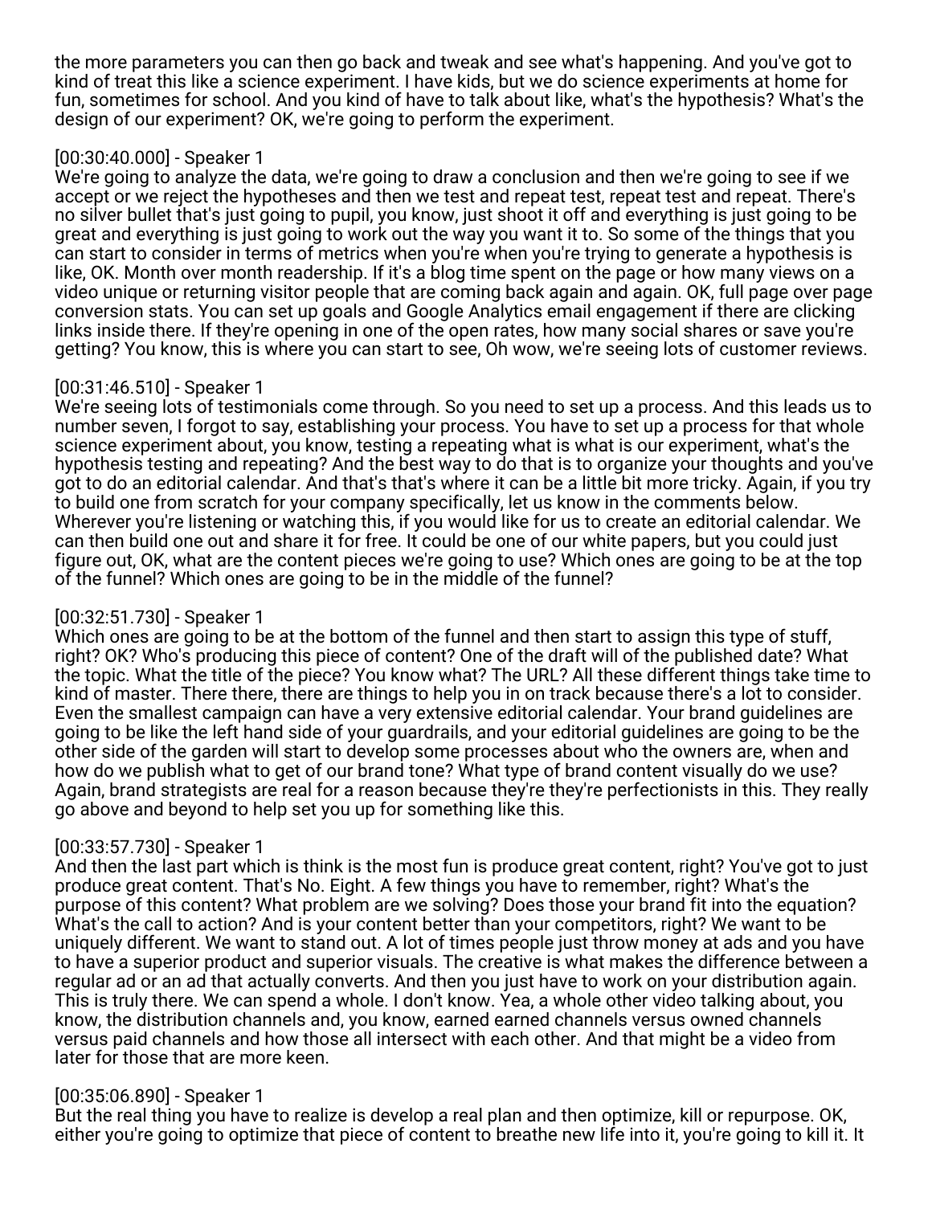the more parameters you can then go back and tweak and see what's happening. And you've got to kind of treat this like a science experiment. I have kids, but we do science experiments at home for fun, sometimes for school. And you kind of have to talk about like, what's the hypothesis? What's the design of our experiment? OK, we're going to perform the experiment.

[00:30:40.000] - Speaker 1
We're going to analyze the data, we're going to draw a conclusion and then we're going to see if we accept or we reject the hypotheses and then we test and repeat test, repeat test and repeat. There's no silver bullet that's just going to pupil, you know, just shoot it off and everything is just going to be great and everything is just going to work out the way you want it to. So some of the things that you can start to consider in terms of metrics when you're when you're trying to generate a hypothesis is like, OK. Month over month readership. If it's a blog time spent on the page or how many views on a video unique or returning visitor people that are coming back again and again. OK, full page over page conversion stats. You can set up goals and Google Analytics email engagement if there are clicking links inside there. If they're opening in one of the open rates, how many social shares or save you're getting? You know, this is where you can start to see, Oh wow, we're seeing lots of customer reviews.

[00:31:46.510] - Speaker 1
We're seeing lots of testimonials come through. So you need to set up a process. And this leads us to number seven, I forgot to say, establishing your process. You have to set up a process for that whole science experiment about, you know, testing a repeating what is what is our experiment, what's the hypothesis testing and repeating? And the best way to do that is to organize your thoughts and you've got to do an editorial calendar. And that's that's where it can be a little bit more tricky. Again, if you try to build one from scratch for your company specifically, let us know in the comments below. Wherever you're listening or watching this, if you would like for us to create an editorial calendar. We can then build one out and share it for free. It could be one of our white papers, but you could just figure out, OK, what are the content pieces we're going to use? Which ones are going to be at the top of the funnel? Which ones are going to be in the middle of the funnel?

[00:32:51.730] - Speaker 1
Which ones are going to be at the bottom of the funnel and then start to assign this type of stuff, right? OK? Who's producing this piece of content? One of the draft will of the published date? What the topic. What the title of the piece? You know what? The URL? All these different things take time to kind of master. There there, there are things to help you in on track because there's a lot to consider. Even the smallest campaign can have a very extensive editorial calendar. Your brand guidelines are going to be like the left hand side of your guardrails, and your editorial guidelines are going to be the other side of the garden will start to develop some processes about who the owners are, when and how do we publish what to get of our brand tone? What type of brand content visually do we use? Again, brand strategists are real for a reason because they're they're perfectionists in this. They really go above and beyond to help set you up for something like this.

[00:33:57.730] - Speaker 1
And then the last part which is think is the most fun is produce great content, right? You've got to just produce great content. That's No. Eight. A few things you have to remember, right? What's the purpose of this content? What problem are we solving? Does those your brand fit into the equation? What's the call to action? And is your content better than your competitors, right? We want to be uniquely different. We want to stand out. A lot of times people just throw money at ads and you have to have a superior product and superior visuals. The creative is what makes the difference between a regular ad or an ad that actually converts. And then you just have to work on your distribution again. This is truly there. We can spend a whole. I don't know. Yea, a whole other video talking about, you know, the distribution channels and, you know, earned earned channels versus owned channels versus paid channels and how those all intersect with each other. And that might be a video from later for those that are more keen.

[00:35:06.890] - Speaker 1
But the real thing you have to realize is develop a real plan and then optimize, kill or repurpose. OK, either you're going to optimize that piece of content to breathe new life into it, you're going to kill it. It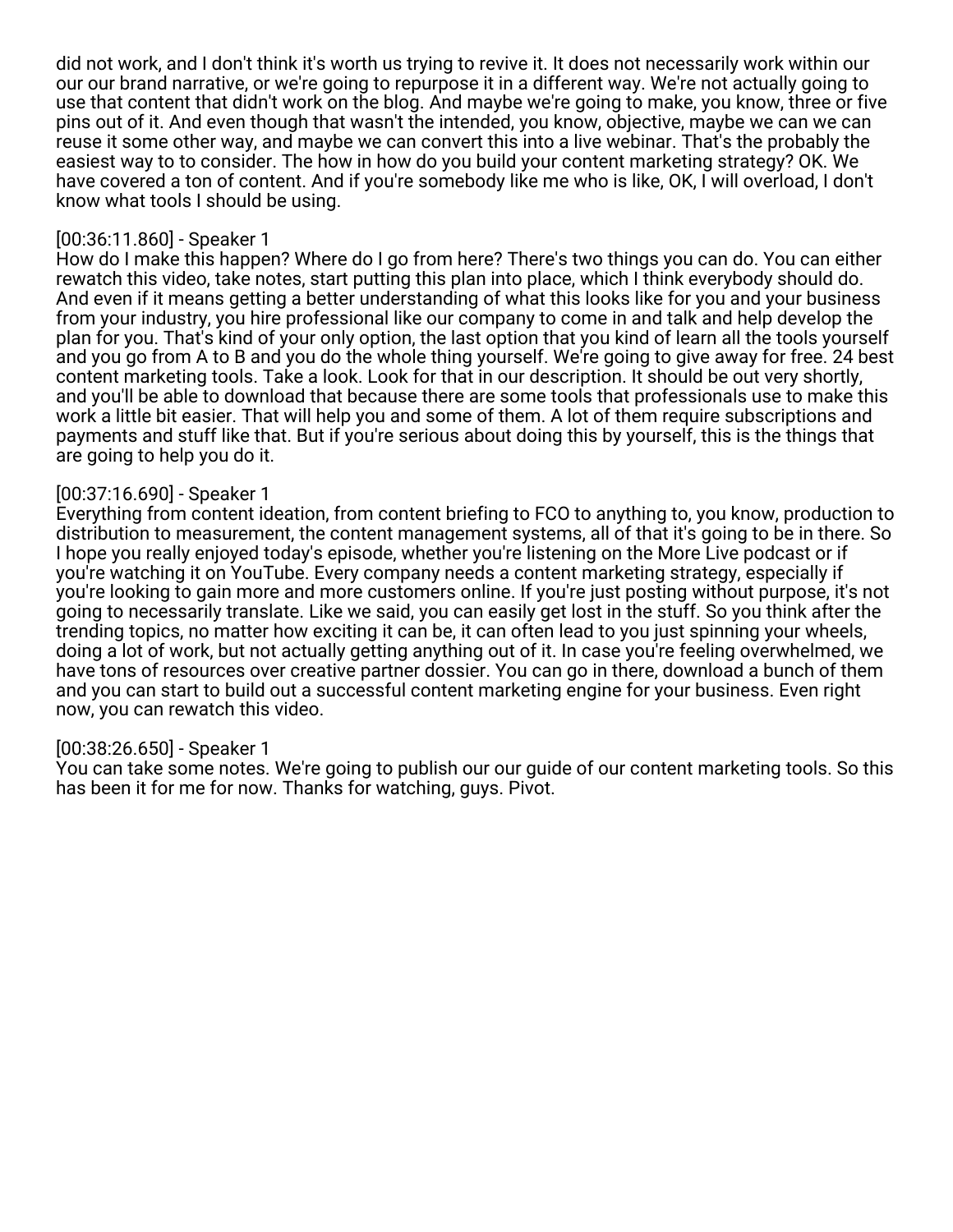did not work, and I don't think it's worth us trying to revive it. It does not necessarily work within our our our brand narrative, or we're going to repurpose it in a different way. We're not actually going to use that content that didn't work on the blog. And maybe we're going to make, you know, three or five pins out of it. And even though that wasn't the intended, you know, objective, maybe we can we can reuse it some other way, and maybe we can convert this into a live webinar. That's the probably the easiest way to to consider. The how in how do you build your content marketing strategy? OK. We have covered a ton of content. And if you're somebody like me who is like, OK, I will overload, I don't know what tools I should be using.

[00:36:11.860] - Speaker 1
How do I make this happen? Where do I go from here? There's two things you can do. You can either rewatch this video, take notes, start putting this plan into place, which I think everybody should do. And even if it means getting a better understanding of what this looks like for you and your business from your industry, you hire professional like our company to come in and talk and help develop the plan for you. That's kind of your only option, the last option that you kind of learn all the tools yourself and you go from A to B and you do the whole thing yourself. We're going to give away for free. 24 best content marketing tools. Take a look. Look for that in our description. It should be out very shortly, and you'll be able to download that because there are some tools that professionals use to make this work a little bit easier. That will help you and some of them. A lot of them require subscriptions and payments and stuff like that. But if you're serious about doing this by yourself, this is the things that are going to help you do it.

[00:37:16.690] - Speaker 1
Everything from content ideation, from content briefing to FCO to anything to, you know, production to distribution to measurement, the content management systems, all of that it's going to be in there. So I hope you really enjoyed today's episode, whether you're listening on the More Live podcast or if you're watching it on YouTube. Every company needs a content marketing strategy, especially if you're looking to gain more and more customers online. If you're just posting without purpose, it's not going to necessarily translate. Like we said, you can easily get lost in the stuff. So you think after the trending topics, no matter how exciting it can be, it can often lead to you just spinning your wheels, doing a lot of work, but not actually getting anything out of it. In case you're feeling overwhelmed, we have tons of resources over creative partner dossier. You can go in there, download a bunch of them and you can start to build out a successful content marketing engine for your business. Even right now, you can rewatch this video.

[00:38:26.650] - Speaker 1
You can take some notes. We're going to publish our our guide of our content marketing tools. So this has been it for me for now. Thanks for watching, guys. Pivot.